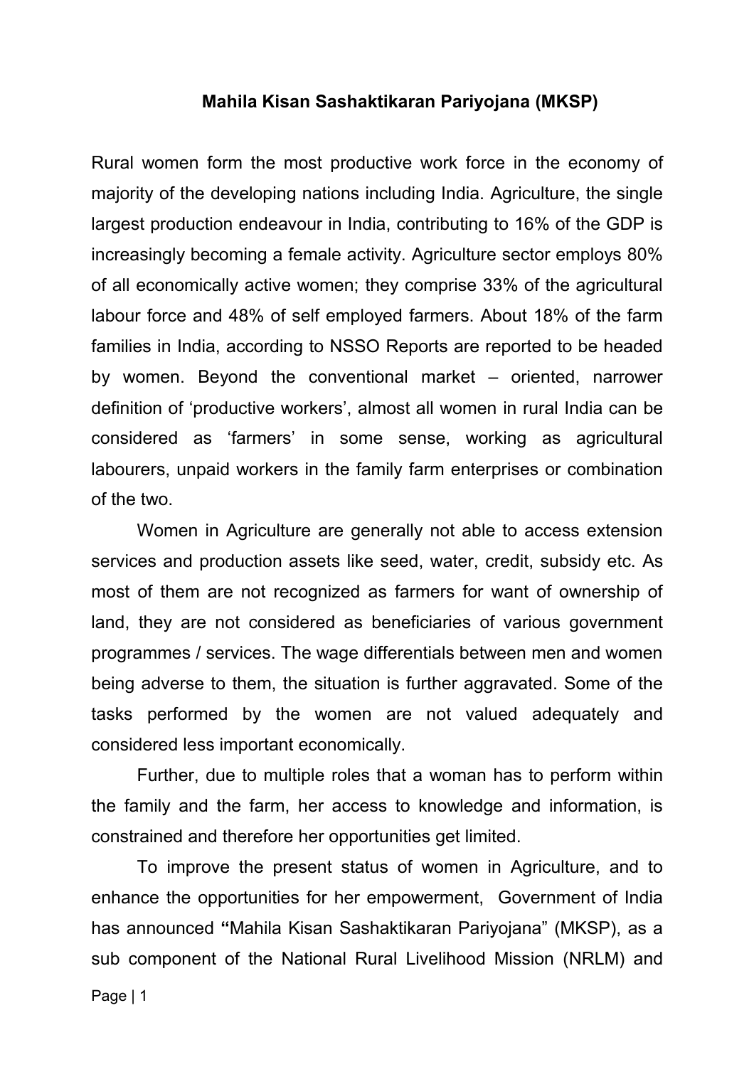# Mahila Kisan Sashaktikaran Pariyojana (MKSP)

Rural women form the most productive work force in the economy of majority of the developing nations including India. Agriculture, the single largest production endeavour in India, contributing to 16% of the GDP is increasingly becoming a female activity. Agriculture sector employs 80% of all economically active women; they comprise 33% of the agricultural labour force and 48% of self employed farmers. About 18% of the farm families in India, according to NSSO Reports are reported to be headed by women. Beyond the conventional market – oriented, narrower definition of 'productive workers', almost all women in rural India can be considered as 'farmers' in some sense, working as agricultural labourers, unpaid workers in the family farm enterprises or combination of the two.

Women in Agriculture are generally not able to access extension services and production assets like seed, water, credit, subsidy etc. As most of them are not recognized as farmers for want of ownership of land, they are not considered as beneficiaries of various government programmes / services. The wage differentials between men and women being adverse to them, the situation is further aggravated. Some of the tasks performed by the women are not valued adequately and considered less important economically.

Further, due to multiple roles that a woman has to perform within the family and the farm, her access to knowledge and information, is constrained and therefore her opportunities get limited.

To improve the present status of women in Agriculture, and to enhance the opportunities for her empowerment, Government of India has announced **"**Mahila Kisan Sashaktikaran Pariyojana" (MKSP), as a sub component of the National Rural Livelihood Mission (NRLM) and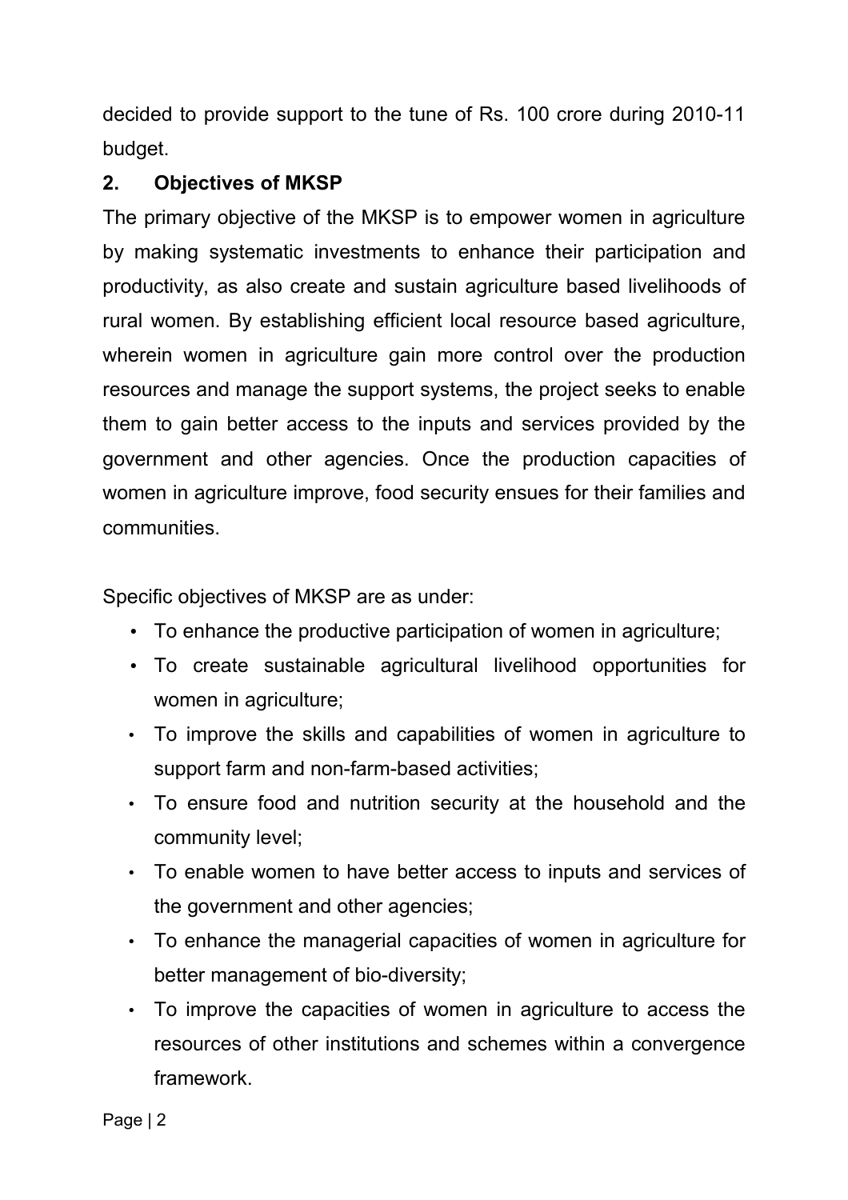decided to provide support to the tune of Rs. 100 crore during 2010-11 budget.

## 2. Objectives of MKSP

The primary objective of the MKSP is to empower women in agriculture by making systematic investments to enhance their participation and productivity, as also create and sustain agriculture based livelihoods of rural women. By establishing efficient local resource based agriculture, wherein women in agriculture gain more control over the production resources and manage the support systems, the project seeks to enable them to gain better access to the inputs and services provided by the government and other agencies. Once the production capacities of women in agriculture improve, food security ensues for their families and communities.

Specific objectives of MKSP are as under:

- To enhance the productive participation of women in agriculture;
- To create sustainable agricultural livelihood opportunities for women in agriculture;
- To improve the skills and capabilities of women in agriculture to support farm and non-farm-based activities;
- To ensure food and nutrition security at the household and the community level;
- To enable women to have better access to inputs and services of the government and other agencies;
- To enhance the managerial capacities of women in agriculture for better management of bio-diversity;
- To improve the capacities of women in agriculture to access the resources of other institutions and schemes within a convergence framework.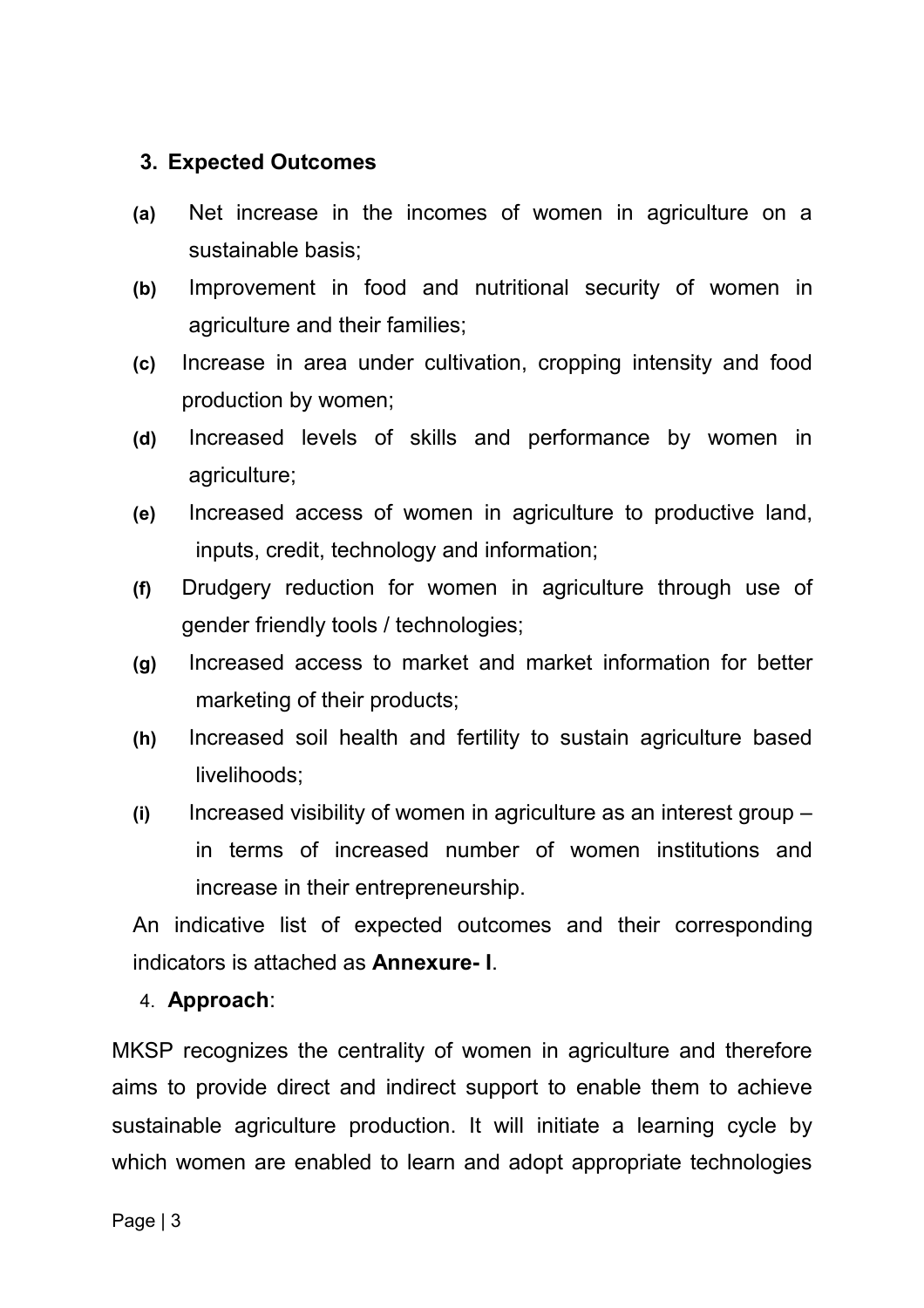### 3. Expected Outcomes

**(a)** Net increase in the incomes of women in agriculture on a sustainable basis;

**(b)** Improvement in food and nutritional security of women in agriculture and their families;

**(c)** Increase in area under cultivation, cropping intensity and food production by women;

**(d)** Increased levels of skills and performance by women in agriculture;

**(e)** Increased access of women in agriculture to productive land, inputs, credit, technology and information;

**(f)** Drudgery reduction for women in agriculture through use of gender friendly tools / technologies;

**(g)** Increased access to market and market information for better marketing of their products;

**(h)** Increased soil health and fertility to sustain agriculture based livelihoods;

**(i)** Increased visibility of women in agriculture as an interest group – in terms of increased number of women institutions and increase in their entrepreneurship.

An indicative list of expected outcomes and their corresponding indicators is attached as **Annexure- I**.

### 4. **Approach**:

MKSP recognizes the centrality of women in agriculture and therefore aims to provide direct and indirect support to enable them to achieve sustainable agriculture production. It will initiate a learning cycle by which women are enabled to learn and adopt appropriate technologies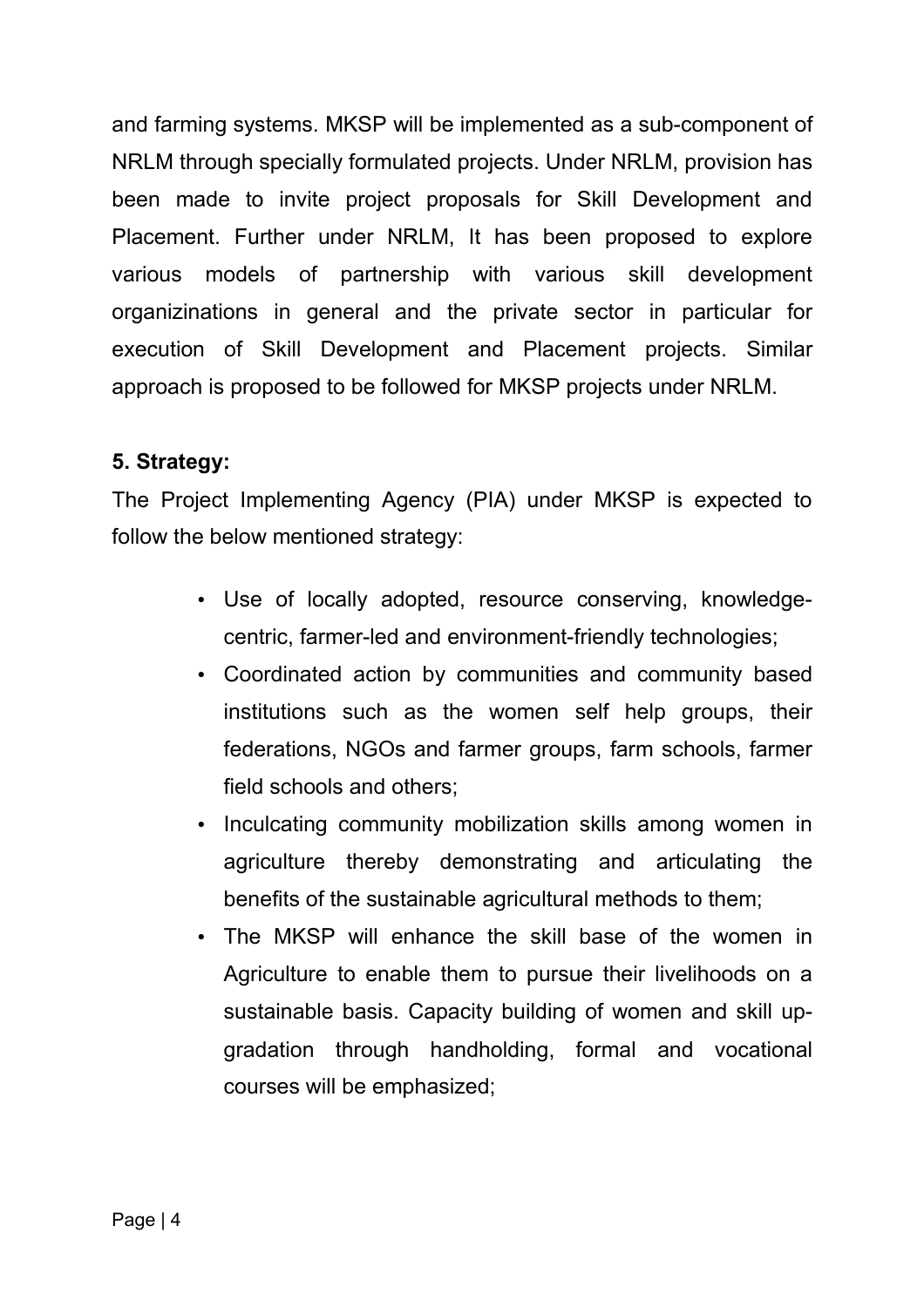and farming systems. MKSP will be implemented as a sub-component of NRLM through specially formulated projects. Under NRLM, provision has been made to invite project proposals for Skill Development and Placement. Further under NRLM, It has been proposed to explore various models of partnership with various skill development organizinations in general and the private sector in particular for execution of Skill Development and Placement projects. Similar approach is proposed to be followed for MKSP projects under NRLM.

**5. Strategy:**

The Project Implementing Agency (PIA) under MKSP is expected to follow the below mentioned strategy:

- Use of locally adopted, resource conserving, knowledge-centric, farmer-led and environment-friendly technologies;
- Coordinated action by communities and community based institutions such as the women self help groups, their federations, NGOs and farmer groups, farm schools, farmer field schools and others;
- Inculcating community mobilization skills among women in agriculture thereby demonstrating and articulating the benefits of the sustainable agricultural methods to them;
- The MKSP will enhance the skill base of the women in Agriculture to enable them to pursue their livelihoods on a sustainable basis. Capacity building of women and skill up-gradation through handholding, formal and vocational courses will be emphasized;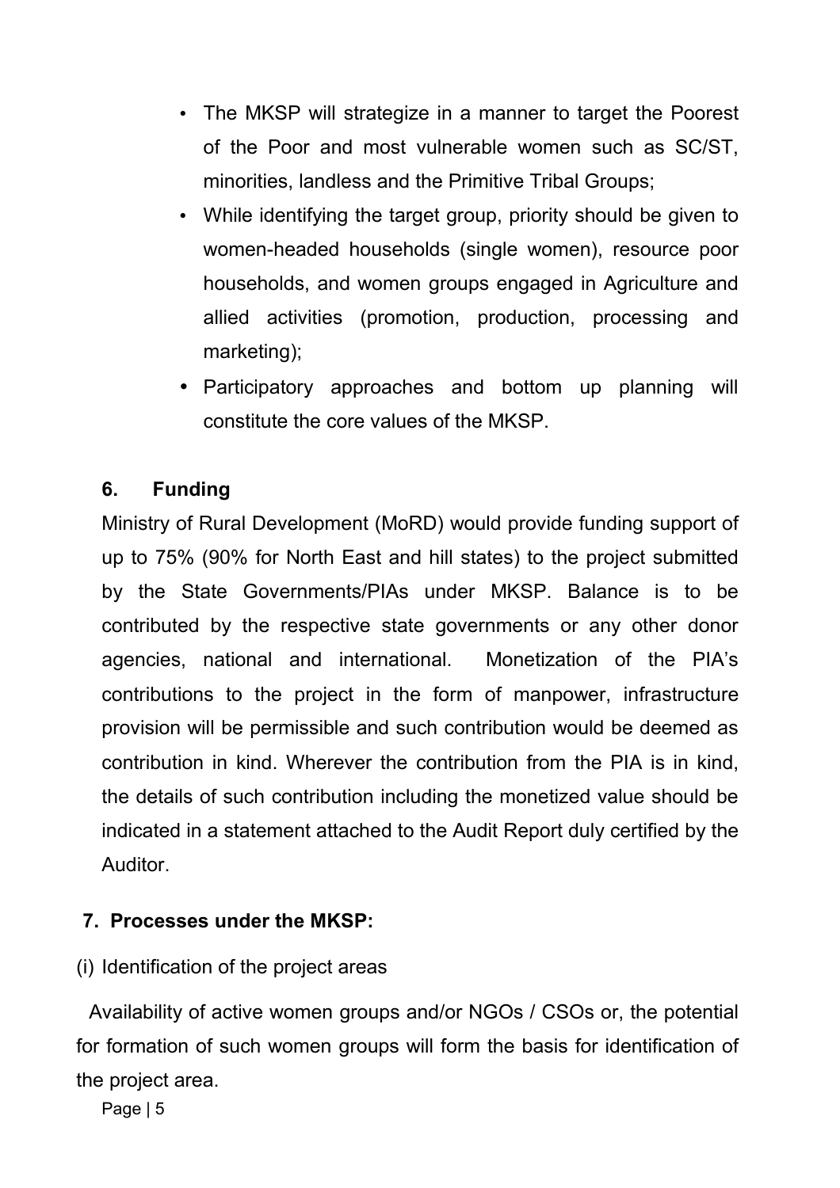- The MKSP will strategize in a manner to target the Poorest of the Poor and most vulnerable women such as SC/ST, minorities, landless and the Primitive Tribal Groups;
- While identifying the target group, priority should be given to women-headed households (single women), resource poor households, and women groups engaged in Agriculture and allied activities (promotion, production, processing and marketing);
- Participatory approaches and bottom up planning will constitute the core values of the MKSP.

## 6. Funding

Ministry of Rural Development (MoRD) would provide funding support of up to 75% (90% for North East and hill states) to the project submitted by the State Governments/PIAs under MKSP. Balance is to be contributed by the respective state governments or any other donor agencies, national and international. Monetization of the PIA's contributions to the project in the form of manpower, infrastructure provision will be permissible and such contribution would be deemed as contribution in kind. Wherever the contribution from the PIA is in kind, the details of such contribution including the monetized value should be indicated in a statement attached to the Audit Report duly certified by the Auditor.

## 7. Processes under the MKSP:

(i) Identification of the project areas

Availability of active women groups and/or NGOs / CSOs or, the potential for formation of such women groups will form the basis for identification of the project area.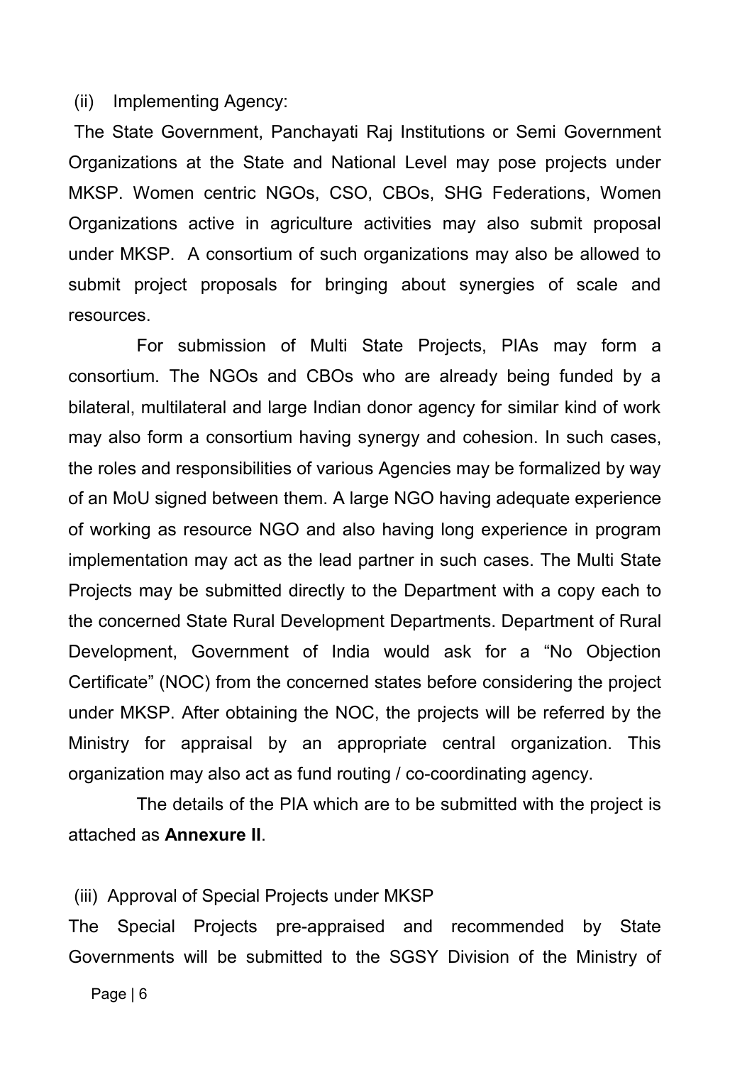(ii) Implementing Agency:

The State Government, Panchayati Raj Institutions or Semi Government Organizations at the State and National Level may pose projects under MKSP. Women centric NGOs, CSO, CBOs, SHG Federations, Women Organizations active in agriculture activities may also submit proposal under MKSP. A consortium of such organizations may also be allowed to submit project proposals for bringing about synergies of scale and resources.

For submission of Multi State Projects, PIAs may form a consortium. The NGOs and CBOs who are already being funded by a bilateral, multilateral and large Indian donor agency for similar kind of work may also form a consortium having synergy and cohesion. In such cases, the roles and responsibilities of various Agencies may be formalized by way of an MoU signed between them. A large NGO having adequate experience of working as resource NGO and also having long experience in program implementation may act as the lead partner in such cases. The Multi State Projects may be submitted directly to the Department with a copy each to the concerned State Rural Development Departments. Department of Rural Development, Government of India would ask for a "No Objection Certificate" (NOC) from the concerned states before considering the project under MKSP. After obtaining the NOC, the projects will be referred by the Ministry for appraisal by an appropriate central organization. This organization may also act as fund routing / co-coordinating agency.

The details of the PIA which are to be submitted with the project is attached as **Annexure II**.

(iii) Approval of Special Projects under MKSP

The Special Projects pre-appraised and recommended by State Governments will be submitted to the SGSY Division of the Ministry of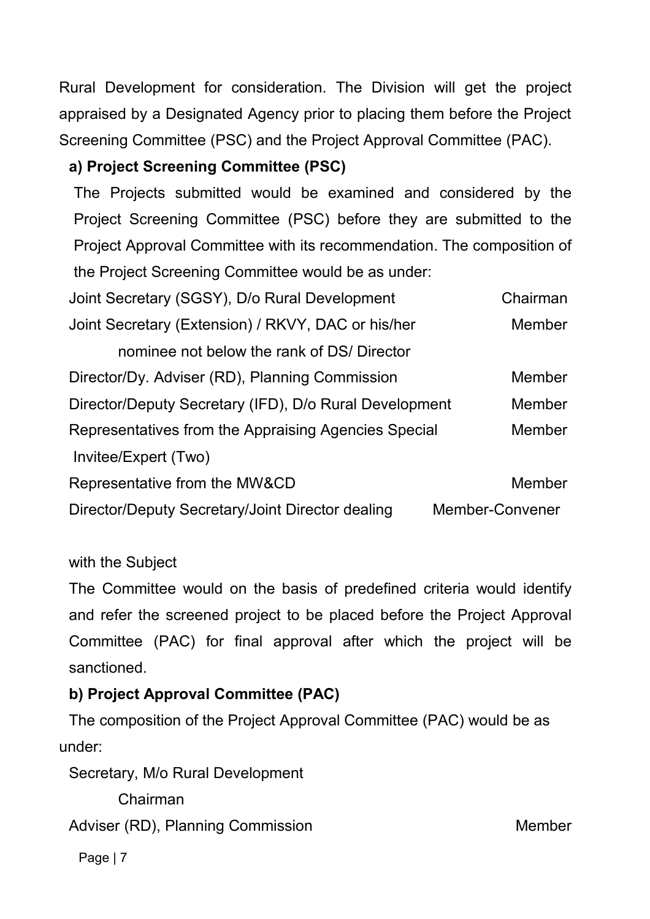Rural Development for consideration. The Division will get the project appraised by a Designated Agency prior to placing them before the Project Screening Committee (PSC) and the Project Approval Committee (PAC).

**a) Project Screening Committee (PSC)**

The Projects submitted would be examined and considered by the Project Screening Committee (PSC) before they are submitted to the Project Approval Committee with its recommendation. The composition of the Project Screening Committee would be as under:

| | |
|---|---|
| Joint Secretary (SGSY), D/o Rural Development | Chairman |
| Joint Secretary (Extension) / RKVY, DAC or his/her nominee not below the rank of DS/ Director | Member |
| Director/Dy. Adviser (RD), Planning Commission | Member |
| Director/Deputy Secretary (IFD), D/o Rural Development | Member |
| Representatives from the Appraising Agencies Special Invitee/Expert (Two) | Member |
| Representative from the MW&CD | Member |
| Director/Deputy Secretary/Joint Director dealing with the Subject | Member-Convener |

The Committee would on the basis of predefined criteria would identify and refer the screened project to be placed before the Project Approval Committee (PAC) for final approval after which the project will be sanctioned.

**b) Project Approval Committee (PAC)**

The composition of the Project Approval Committee (PAC) would be as under:

| | |
|---|---|
| Secretary, M/o Rural Development | Chairman |
| Adviser (RD), Planning Commission | Member |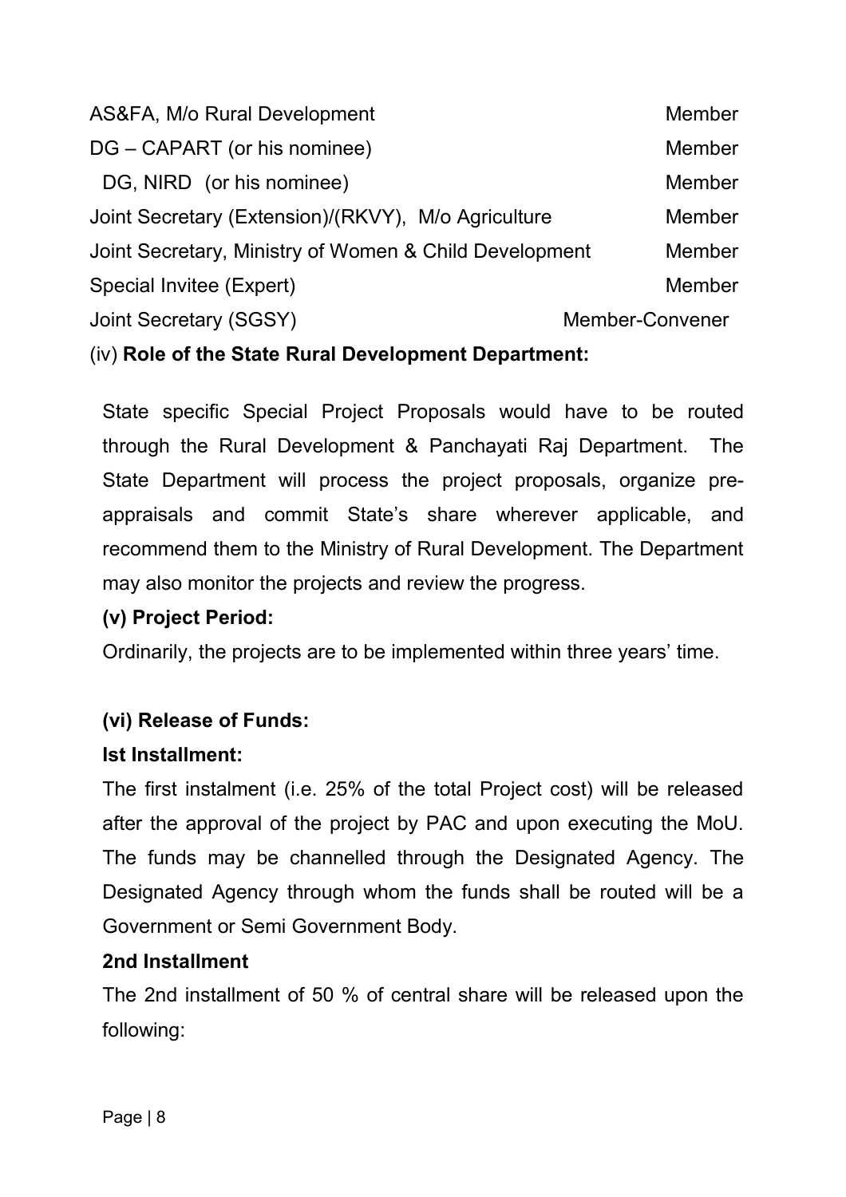| | |
|---|---|
| AS&FA, M/o Rural Development | Member |
| DG – CAPART (or his nominee) | Member |
| DG, NIRD (or his nominee) | Member |
| Joint Secretary (Extension)/(RKVY), M/o Agriculture | Member |
| Joint Secretary, Ministry of Women & Child Development | Member |
| Special Invitee (Expert) | Member |
| Joint Secretary (SGSY) | Member-Convener |

(iv) **Role of the State Rural Development Department:**

State specific Special Project Proposals would have to be routed through the Rural Development & Panchayati Raj Department. The State Department will process the project proposals, organize pre-appraisals and commit State's share wherever applicable, and recommend them to the Ministry of Rural Development. The Department may also monitor the projects and review the progress.

**(v) Project Period:**

Ordinarily, the projects are to be implemented within three years' time.

**(vi) Release of Funds:**

**Ist Installment:**

The first instalment (i.e. 25% of the total Project cost) will be released after the approval of the project by PAC and upon executing the MoU. The funds may be channelled through the Designated Agency. The Designated Agency through whom the funds shall be routed will be a Government or Semi Government Body.

**2nd Installment**

The 2nd installment of 50 % of central share will be released upon the following: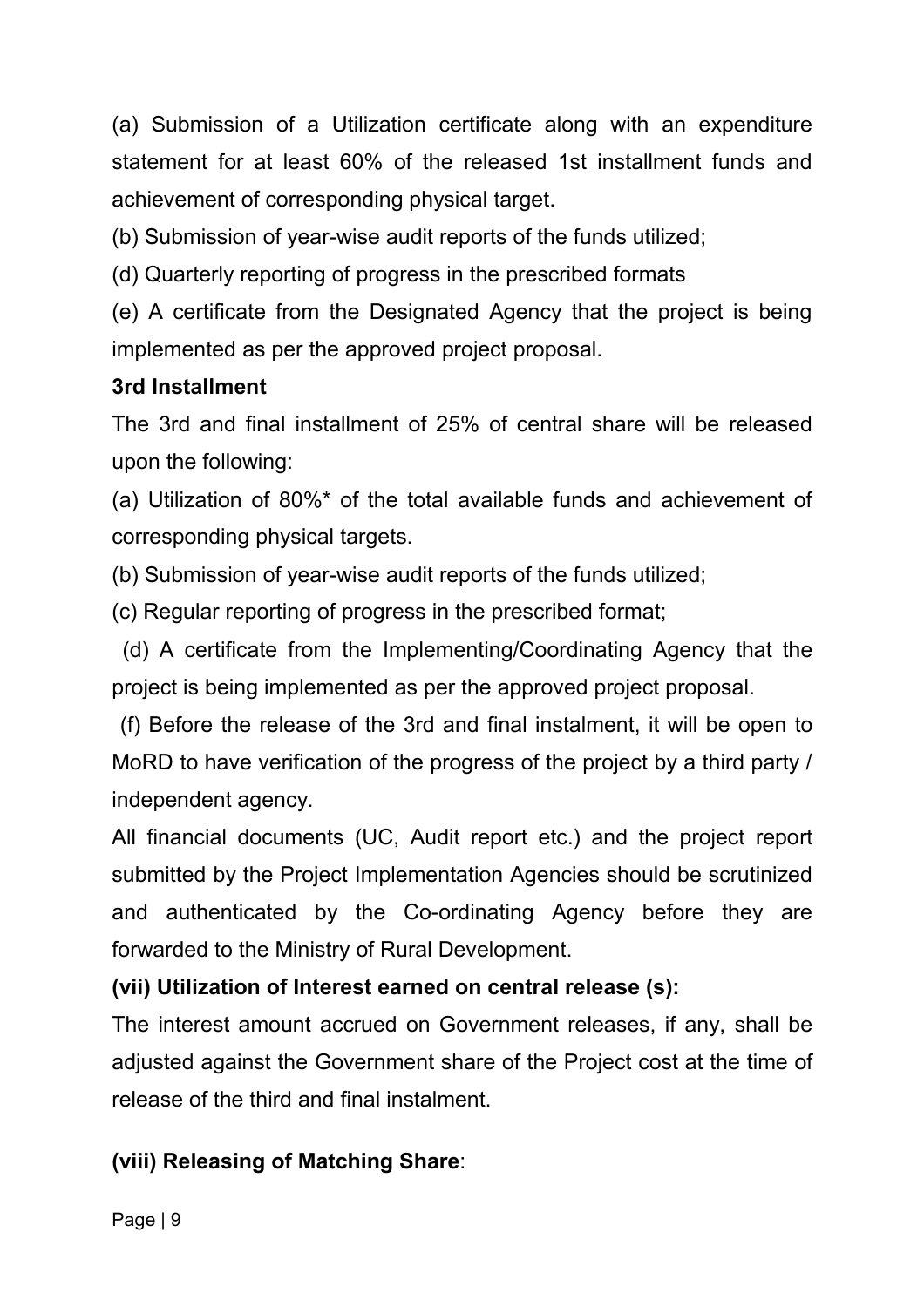(a) Submission of a Utilization certificate along with an expenditure statement for at least 60% of the released 1st installment funds and achievement of corresponding physical target.

(b) Submission of year-wise audit reports of the funds utilized;

(d) Quarterly reporting of progress in the prescribed formats

(e) A certificate from the Designated Agency that the project is being implemented as per the approved project proposal.

**3rd Installment**

The 3rd and final installment of 25% of central share will be released upon the following:

(a) Utilization of 80%* of the total available funds and achievement of corresponding physical targets.

(b) Submission of year-wise audit reports of the funds utilized;

(c) Regular reporting of progress in the prescribed format;

(d) A certificate from the Implementing/Coordinating Agency that the project is being implemented as per the approved project proposal.

(f) Before the release of the 3rd and final instalment, it will be open to MoRD to have verification of the progress of the project by a third party / independent agency.

All financial documents (UC, Audit report etc.) and the project report submitted by the Project Implementation Agencies should be scrutinized and authenticated by the Co-ordinating Agency before they are forwarded to the Ministry of Rural Development.

**(vii) Utilization of Interest earned on central release (s):**

The interest amount accrued on Government releases, if any, shall be adjusted against the Government share of the Project cost at the time of release of the third and final instalment.

**(viii) Releasing of Matching Share**: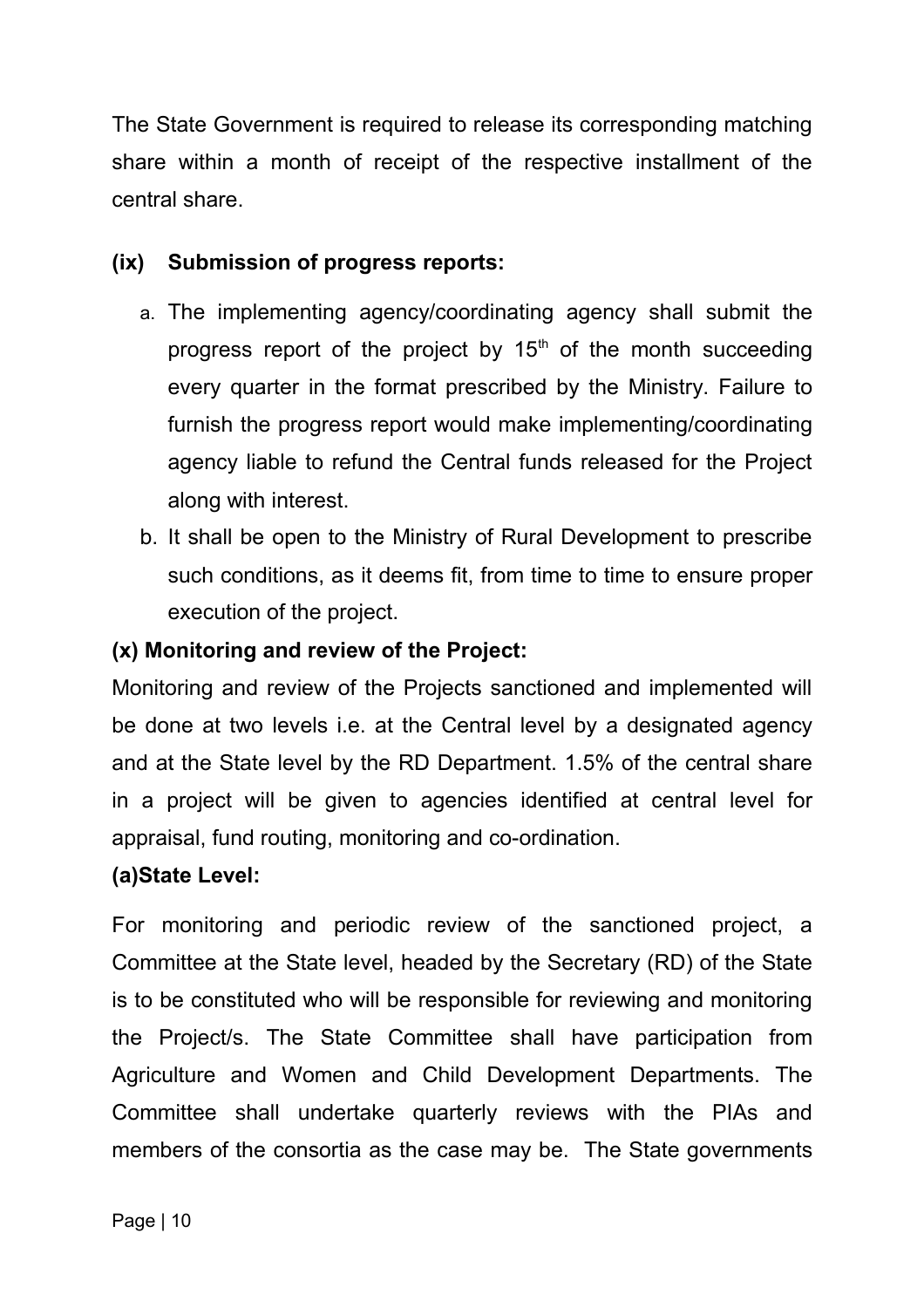The State Government is required to release its corresponding matching share within a month of receipt of the respective installment of the central share.

**(ix) Submission of progress reports:**

a. The implementing agency/coordinating agency shall submit the progress report of the project by 15th of the month succeeding every quarter in the format prescribed by the Ministry. Failure to furnish the progress report would make implementing/coordinating agency liable to refund the Central funds released for the Project along with interest.

b. It shall be open to the Ministry of Rural Development to prescribe such conditions, as it deems fit, from time to time to ensure proper execution of the project.

**(x) Monitoring and review of the Project:**

Monitoring and review of the Projects sanctioned and implemented will be done at two levels i.e. at the Central level by a designated agency and at the State level by the RD Department. 1.5% of the central share in a project will be given to agencies identified at central level for appraisal, fund routing, monitoring and co-ordination.

**(a)State Level:**

For monitoring and periodic review of the sanctioned project, a Committee at the State level, headed by the Secretary (RD) of the State is to be constituted who will be responsible for reviewing and monitoring the Project/s. The State Committee shall have participation from Agriculture and Women and Child Development Departments. The Committee shall undertake quarterly reviews with the PIAs and members of the consortia as the case may be. The State governments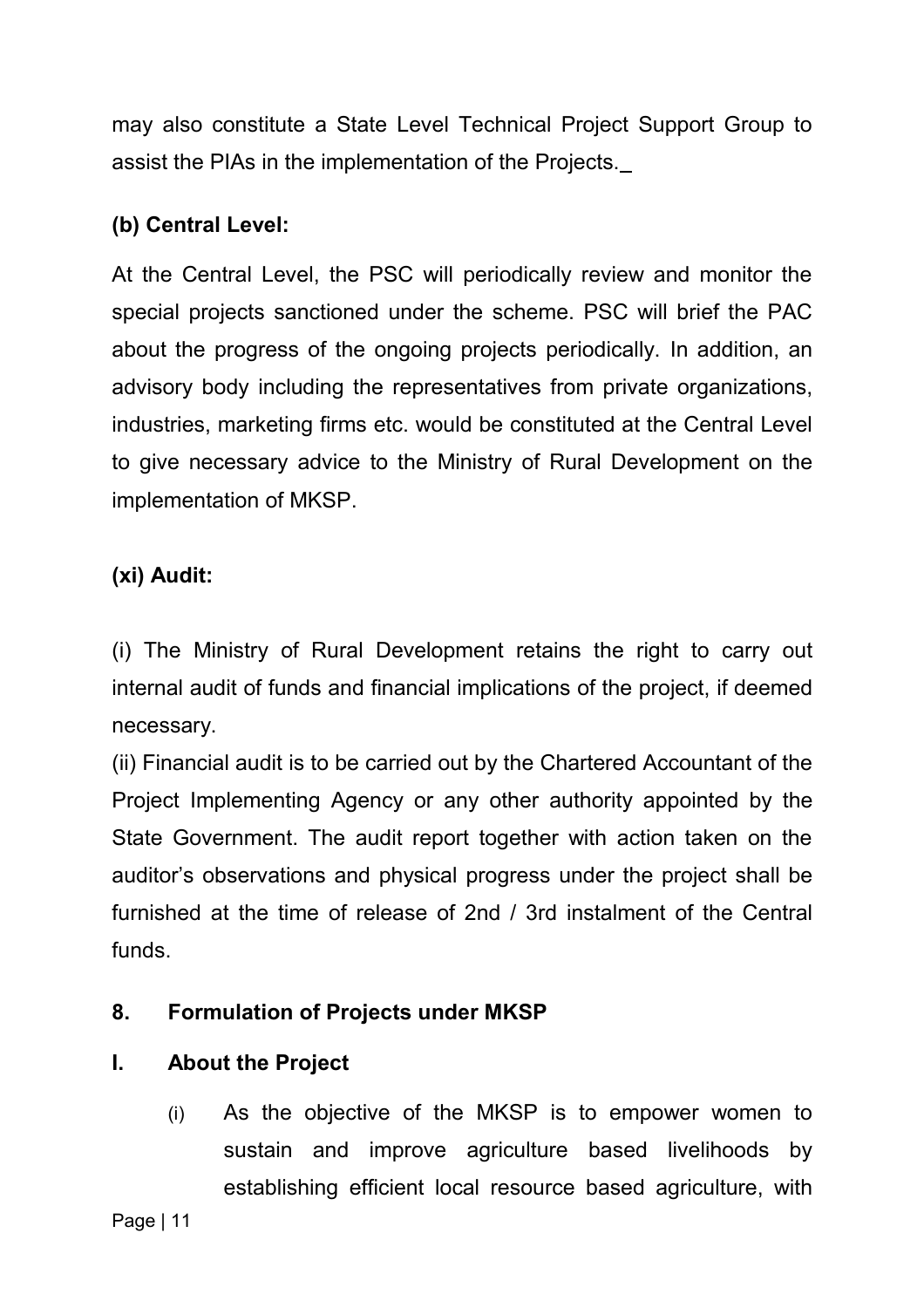may also constitute a State Level Technical Project Support Group to assist the PIAs in the implementation of the Projects.

**(b) Central Level:**

At the Central Level, the PSC will periodically review and monitor the special projects sanctioned under the scheme. PSC will brief the PAC about the progress of the ongoing projects periodically. In addition, an advisory body including the representatives from private organizations, industries, marketing firms etc. would be constituted at the Central Level to give necessary advice to the Ministry of Rural Development on the implementation of MKSP.

**(xi) Audit:**

(i) The Ministry of Rural Development retains the right to carry out internal audit of funds and financial implications of the project, if deemed necessary.

(ii) Financial audit is to be carried out by the Chartered Accountant of the Project Implementing Agency or any other authority appointed by the State Government. The audit report together with action taken on the auditor's observations and physical progress under the project shall be furnished at the time of release of 2nd / 3rd instalment of the Central funds.

## 8. Formulation of Projects under MKSP

### I. About the Project

(i) As the objective of the MKSP is to empower women to sustain and improve agriculture based livelihoods by establishing efficient local resource based agriculture, with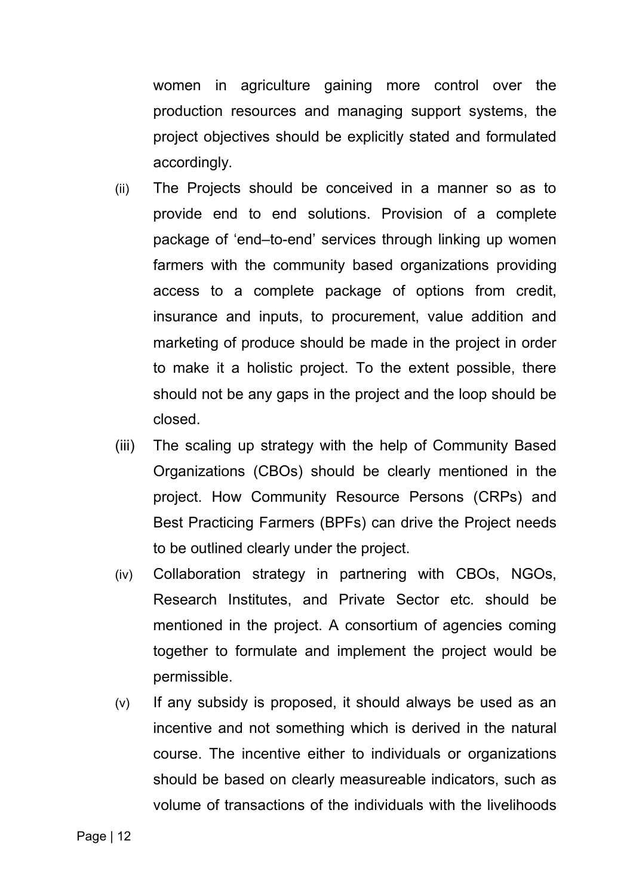women in agriculture gaining more control over the production resources and managing support systems, the project objectives should be explicitly stated and formulated accordingly.

(ii) The Projects should be conceived in a manner so as to provide end to end solutions. Provision of a complete package of 'end–to-end' services through linking up women farmers with the community based organizations providing access to a complete package of options from credit, insurance and inputs, to procurement, value addition and marketing of produce should be made in the project in order to make it a holistic project. To the extent possible, there should not be any gaps in the project and the loop should be closed.

(iii) The scaling up strategy with the help of Community Based Organizations (CBOs) should be clearly mentioned in the project. How Community Resource Persons (CRPs) and Best Practicing Farmers (BPFs) can drive the Project needs to be outlined clearly under the project.

(iv) Collaboration strategy in partnering with CBOs, NGOs, Research Institutes, and Private Sector etc. should be mentioned in the project. A consortium of agencies coming together to formulate and implement the project would be permissible.

(v) If any subsidy is proposed, it should always be used as an incentive and not something which is derived in the natural course. The incentive either to individuals or organizations should be based on clearly measureable indicators, such as volume of transactions of the individuals with the livelihoods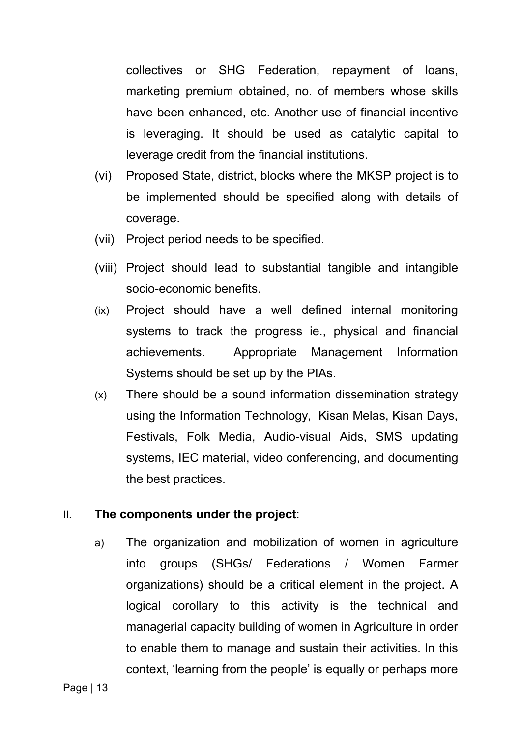collectives or SHG Federation, repayment of loans, marketing premium obtained, no. of members whose skills have been enhanced, etc. Another use of financial incentive is leveraging. It should be used as catalytic capital to leverage credit from the financial institutions.

(vi) Proposed State, district, blocks where the MKSP project is to be implemented should be specified along with details of coverage.

(vii) Project period needs to be specified.

(viii) Project should lead to substantial tangible and intangible socio-economic benefits.

(ix) Project should have a well defined internal monitoring systems to track the progress ie., physical and financial achievements. Appropriate Management Information Systems should be set up by the PIAs.

(x) There should be a sound information dissemination strategy using the Information Technology, Kisan Melas, Kisan Days, Festivals, Folk Media, Audio-visual Aids, SMS updating systems, IEC material, video conferencing, and documenting the best practices.

II. **The components under the project**:

a) The organization and mobilization of women in agriculture into groups (SHGs/ Federations / Women Farmer organizations) should be a critical element in the project. A logical corollary to this activity is the technical and managerial capacity building of women in Agriculture in order to enable them to manage and sustain their activities. In this context, 'learning from the people' is equally or perhaps more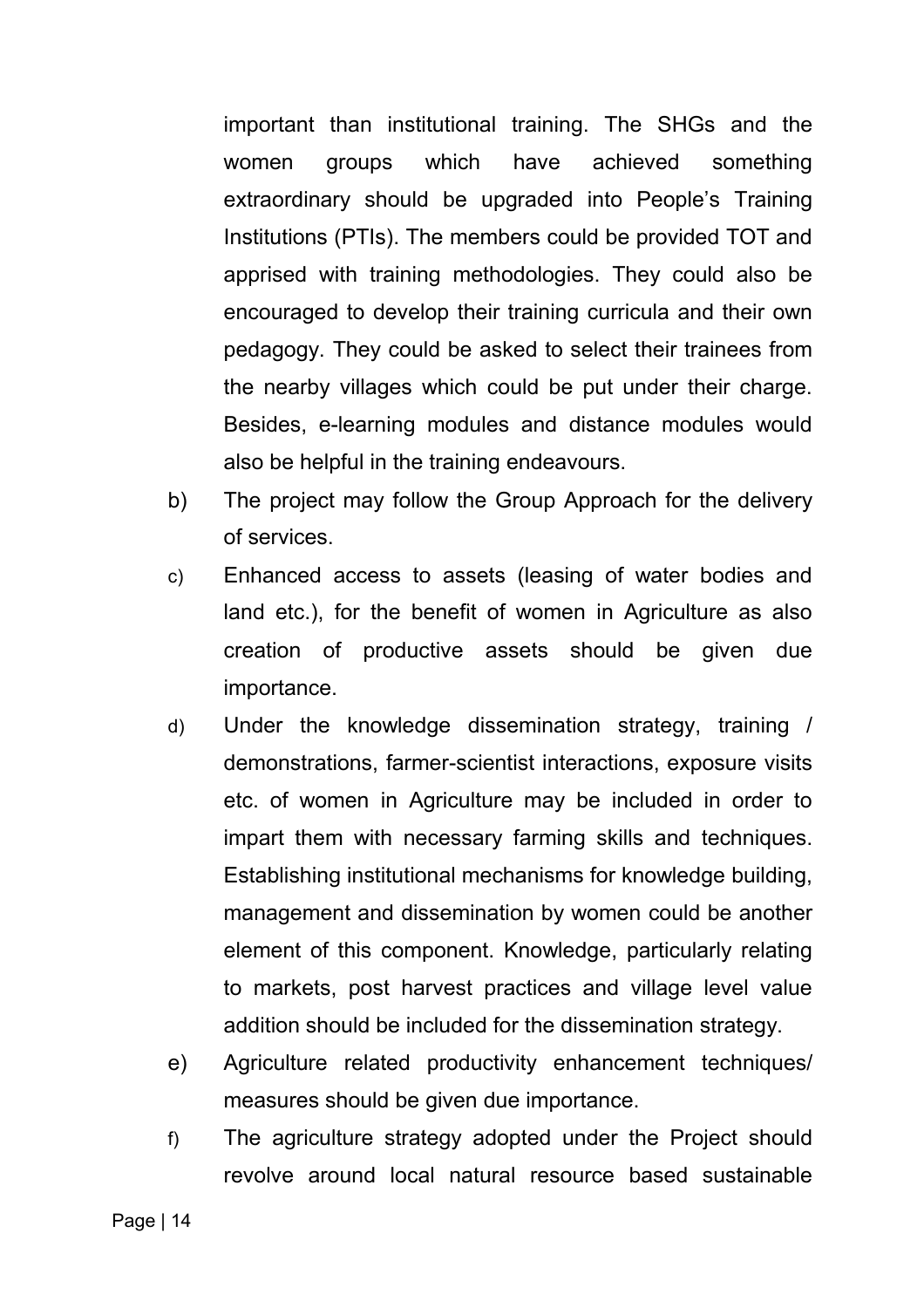important than institutional training. The SHGs and the women groups which have achieved something extraordinary should be upgraded into People's Training Institutions (PTIs). The members could be provided TOT and apprised with training methodologies. They could also be encouraged to develop their training curricula and their own pedagogy. They could be asked to select their trainees from the nearby villages which could be put under their charge. Besides, e-learning modules and distance modules would also be helpful in the training endeavours.

b) The project may follow the Group Approach for the delivery of services.

c) Enhanced access to assets (leasing of water bodies and land etc.), for the benefit of women in Agriculture as also creation of productive assets should be given due importance.

d) Under the knowledge dissemination strategy, training / demonstrations, farmer-scientist interactions, exposure visits etc. of women in Agriculture may be included in order to impart them with necessary farming skills and techniques. Establishing institutional mechanisms for knowledge building, management and dissemination by women could be another element of this component. Knowledge, particularly relating to markets, post harvest practices and village level value addition should be included for the dissemination strategy.

e) Agriculture related productivity enhancement techniques/ measures should be given due importance.

f) The agriculture strategy adopted under the Project should revolve around local natural resource based sustainable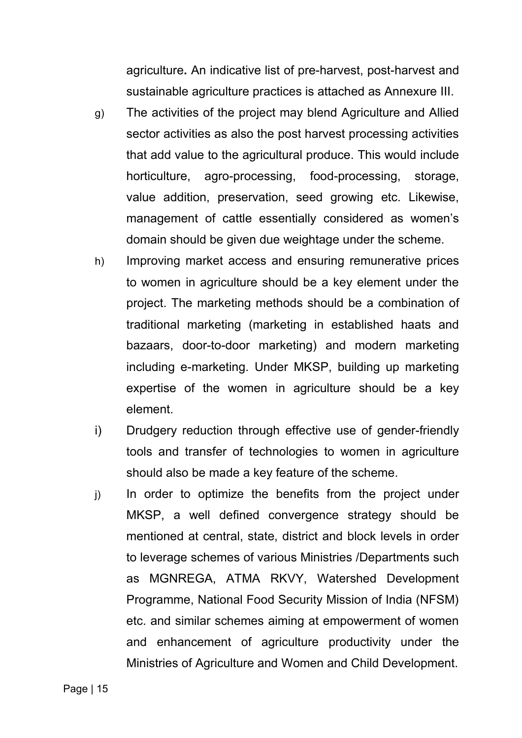agriculture**.** An indicative list of pre-harvest, post-harvest and sustainable agriculture practices is attached as Annexure III.

g) The activities of the project may blend Agriculture and Allied sector activities as also the post harvest processing activities that add value to the agricultural produce. This would include horticulture, agro-processing, food-processing, storage, value addition, preservation, seed growing etc. Likewise, management of cattle essentially considered as women's domain should be given due weightage under the scheme.

h) Improving market access and ensuring remunerative prices to women in agriculture should be a key element under the project. The marketing methods should be a combination of traditional marketing (marketing in established haats and bazaars, door-to-door marketing) and modern marketing including e-marketing. Under MKSP, building up marketing expertise of the women in agriculture should be a key element.

i) Drudgery reduction through effective use of gender-friendly tools and transfer of technologies to women in agriculture should also be made a key feature of the scheme.

j) In order to optimize the benefits from the project under MKSP, a well defined convergence strategy should be mentioned at central, state, district and block levels in order to leverage schemes of various Ministries /Departments such as MGNREGA, ATMA RKVY, Watershed Development Programme, National Food Security Mission of India (NFSM) etc. and similar schemes aiming at empowerment of women and enhancement of agriculture productivity under the Ministries of Agriculture and Women and Child Development.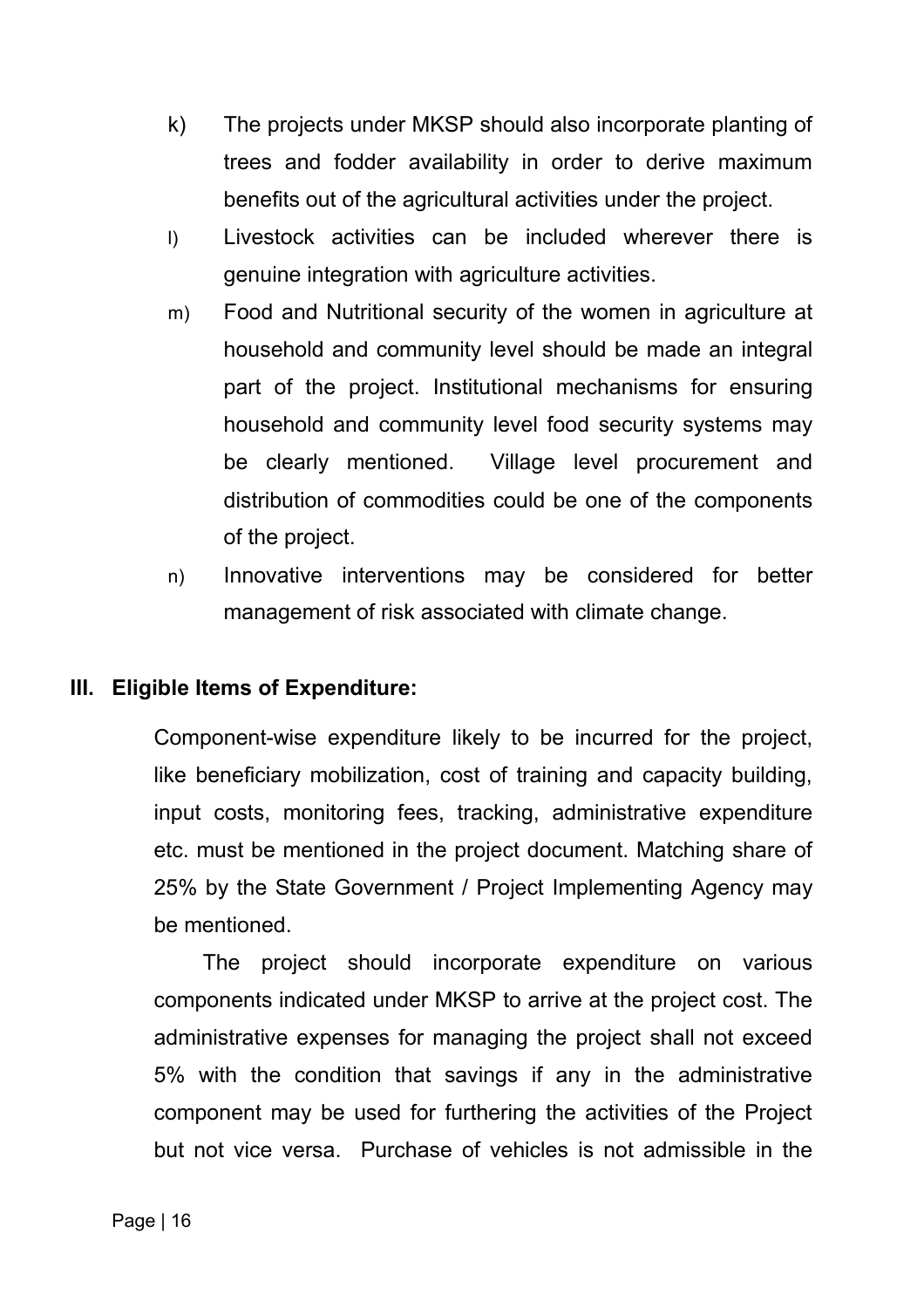k) The projects under MKSP should also incorporate planting of trees and fodder availability in order to derive maximum benefits out of the agricultural activities under the project.

l) Livestock activities can be included wherever there is genuine integration with agriculture activities.

m) Food and Nutritional security of the women in agriculture at household and community level should be made an integral part of the project. Institutional mechanisms for ensuring household and community level food security systems may be clearly mentioned. Village level procurement and distribution of commodities could be one of the components of the project.

n) Innovative interventions may be considered for better management of risk associated with climate change.

## III. Eligible Items of Expenditure:

Component-wise expenditure likely to be incurred for the project, like beneficiary mobilization, cost of training and capacity building, input costs, monitoring fees, tracking, administrative expenditure etc. must be mentioned in the project document. Matching share of 25% by the State Government / Project Implementing Agency may be mentioned.

The project should incorporate expenditure on various components indicated under MKSP to arrive at the project cost. The administrative expenses for managing the project shall not exceed 5% with the condition that savings if any in the administrative component may be used for furthering the activities of the Project but not vice versa. Purchase of vehicles is not admissible in the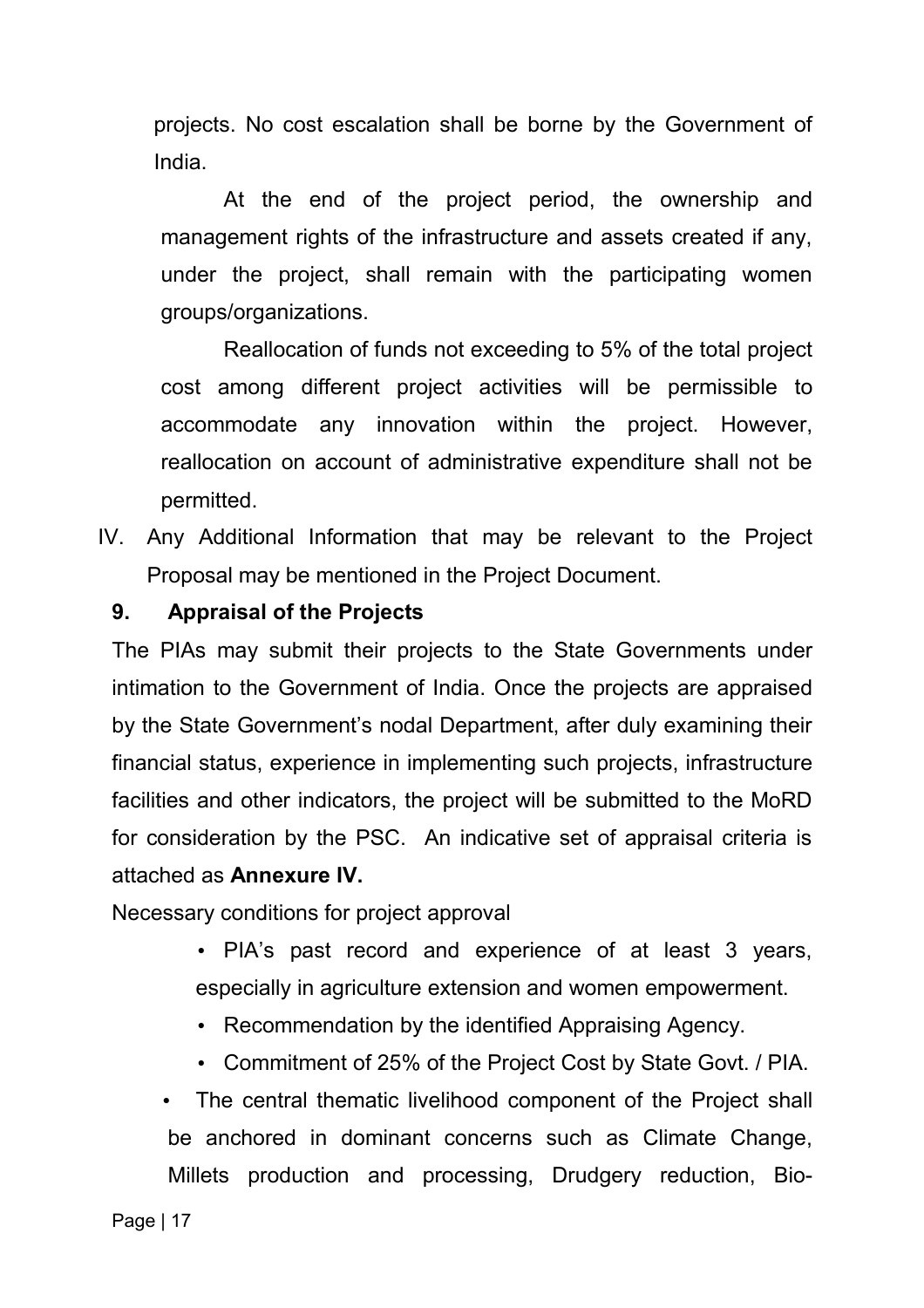projects. No cost escalation shall be borne by the Government of India.

At the end of the project period, the ownership and management rights of the infrastructure and assets created if any, under the project, shall remain with the participating women groups/organizations.

Reallocation of funds not exceeding to 5% of the total project cost among different project activities will be permissible to accommodate any innovation within the project. However, reallocation on account of administrative expenditure shall not be permitted.

IV. Any Additional Information that may be relevant to the Project Proposal may be mentioned in the Project Document.

## 9. Appraisal of the Projects

The PIAs may submit their projects to the State Governments under intimation to the Government of India. Once the projects are appraised by the State Government's nodal Department, after duly examining their financial status, experience in implementing such projects, infrastructure facilities and other indicators, the project will be submitted to the MoRD for consideration by the PSC. An indicative set of appraisal criteria is attached as **Annexure IV.**

Necessary conditions for project approval

- PIA's past record and experience of at least 3 years, especially in agriculture extension and women empowerment.
- Recommendation by the identified Appraising Agency.
- Commitment of 25% of the Project Cost by State Govt. / PIA.
- The central thematic livelihood component of the Project shall be anchored in dominant concerns such as Climate Change, Millets production and processing, Drudgery reduction, Bio-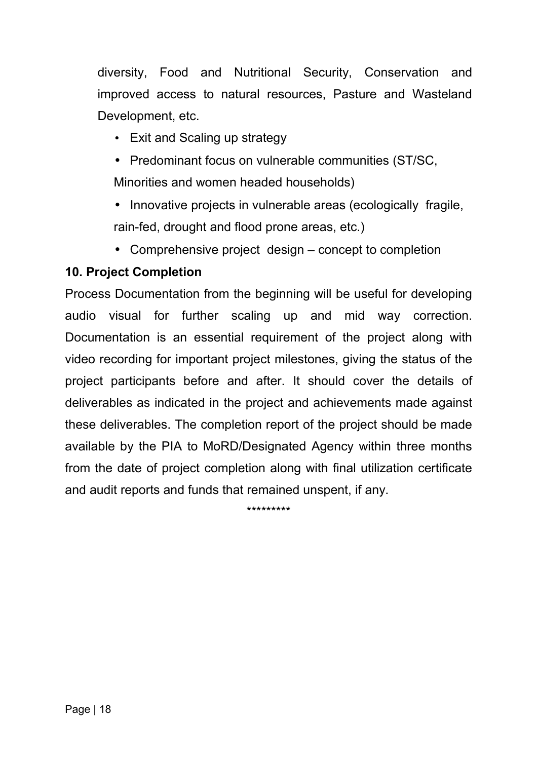diversity, Food and Nutritional Security, Conservation and improved access to natural resources, Pasture and Wasteland Development, etc.

- Exit and Scaling up strategy
- Predominant focus on vulnerable communities (ST/SC, Minorities and women headed households)
- Innovative projects in vulnerable areas (ecologically fragile, rain-fed, drought and flood prone areas, etc.)
- Comprehensive project design – concept to completion

**10. Project Completion**

Process Documentation from the beginning will be useful for developing audio visual for further scaling up and mid way correction. Documentation is an essential requirement of the project along with video recording for important project milestones, giving the status of the project participants before and after. It should cover the details of deliverables as indicated in the project and achievements made against these deliverables. The completion report of the project should be made available by the PIA to MoRD/Designated Agency within three months from the date of project completion along with final utilization certificate and audit reports and funds that remained unspent, if any.

*********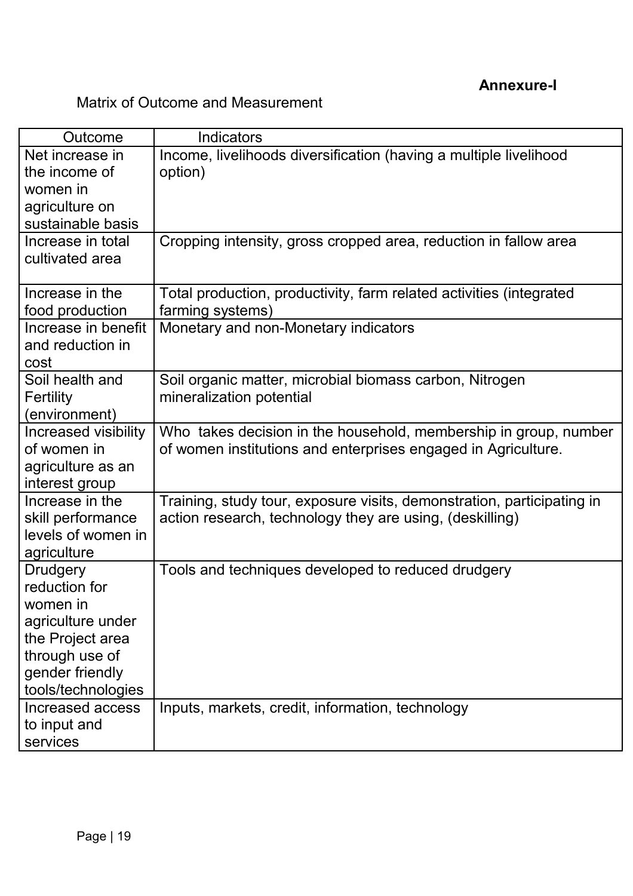**Annexure-I**

Matrix of Outcome and Measurement

| Outcome | Indicators |
|---|---|
| Net increase in the income of women in agriculture on sustainable basis | Income, livelihoods diversification (having a multiple livelihood option) |
| Increase in total cultivated area | Cropping intensity, gross cropped area, reduction in fallow area |
| Increase in the food production | Total production, productivity, farm related activities (integrated farming systems) |
| Increase in benefit and reduction in cost | Monetary and non-Monetary indicators |
| Soil health and Fertility (environment) | Soil organic matter, microbial biomass carbon, Nitrogen mineralization potential |
| Increased visibility of women in agriculture as an interest group | Who takes decision in the household, membership in group, number of women institutions and enterprises engaged in Agriculture. |
| Increase in the skill performance levels of women in agriculture | Training, study tour, exposure visits, demonstration, participating in action research, technology they are using, (deskilling) |
| Drudgery reduction for women in agriculture under the Project area through use of gender friendly tools/technologies | Tools and techniques developed to reduced drudgery |
| Increased access to input and services | Inputs, markets, credit, information, technology |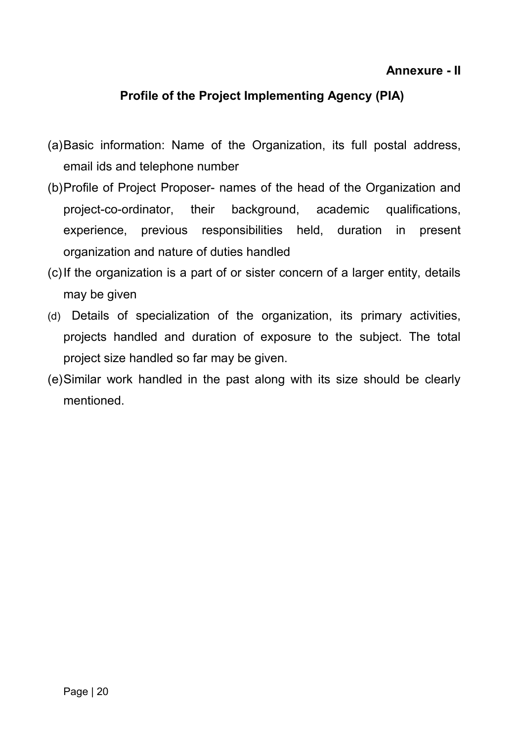**Annexure - II**

## Profile of the Project Implementing Agency (PIA)

(a) Basic information: Name of the Organization, its full postal address, email ids and telephone number

(b) Profile of Project Proposer- names of the head of the Organization and project-co-ordinator, their background, academic qualifications, experience, previous responsibilities held, duration in present organization and nature of duties handled

(c) If the organization is a part of or sister concern of a larger entity, details may be given

(d) Details of specialization of the organization, its primary activities, projects handled and duration of exposure to the subject. The total project size handled so far may be given.

(e) Similar work handled in the past along with its size should be clearly mentioned.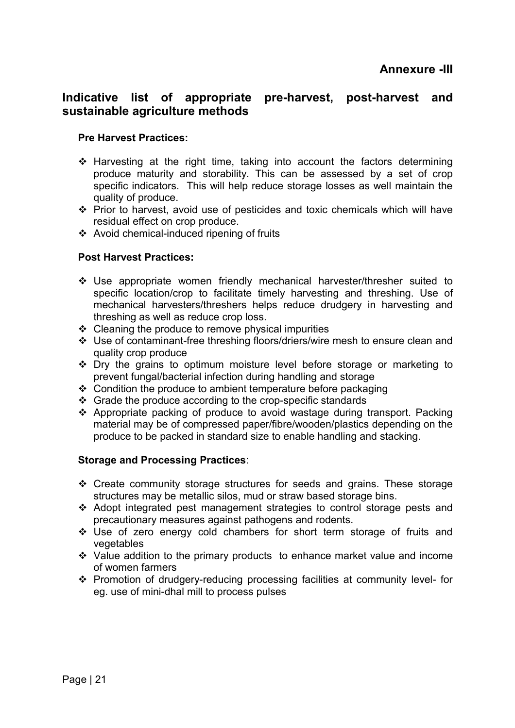**Annexure -III**

## Indicative list of appropriate pre-harvest, post-harvest and sustainable agriculture methods

**Pre Harvest Practices:**

- Harvesting at the right time, taking into account the factors determining produce maturity and storability. This can be assessed by a set of crop specific indicators. This will help reduce storage losses as well maintain the quality of produce.
- Prior to harvest, avoid use of pesticides and toxic chemicals which will have residual effect on crop produce.
- Avoid chemical-induced ripening of fruits

**Post Harvest Practices:**

- Use appropriate women friendly mechanical harvester/thresher suited to specific location/crop to facilitate timely harvesting and threshing. Use of mechanical harvesters/threshers helps reduce drudgery in harvesting and threshing as well as reduce crop loss.
- Cleaning the produce to remove physical impurities
- Use of contaminant-free threshing floors/driers/wire mesh to ensure clean and quality crop produce
- Dry the grains to optimum moisture level before storage or marketing to prevent fungal/bacterial infection during handling and storage
- Condition the produce to ambient temperature before packaging
- Grade the produce according to the crop-specific standards
- Appropriate packing of produce to avoid wastage during transport. Packing material may be of compressed paper/fibre/wooden/plastics depending on the produce to be packed in standard size to enable handling and stacking.

**Storage and Processing Practices**:

- Create community storage structures for seeds and grains. These storage structures may be metallic silos, mud or straw based storage bins.
- Adopt integrated pest management strategies to control storage pests and precautionary measures against pathogens and rodents.
- Use of zero energy cold chambers for short term storage of fruits and vegetables
- Value addition to the primary products to enhance market value and income of women farmers
- Promotion of drudgery-reducing processing facilities at community level- for eg. use of mini-dhal mill to process pulses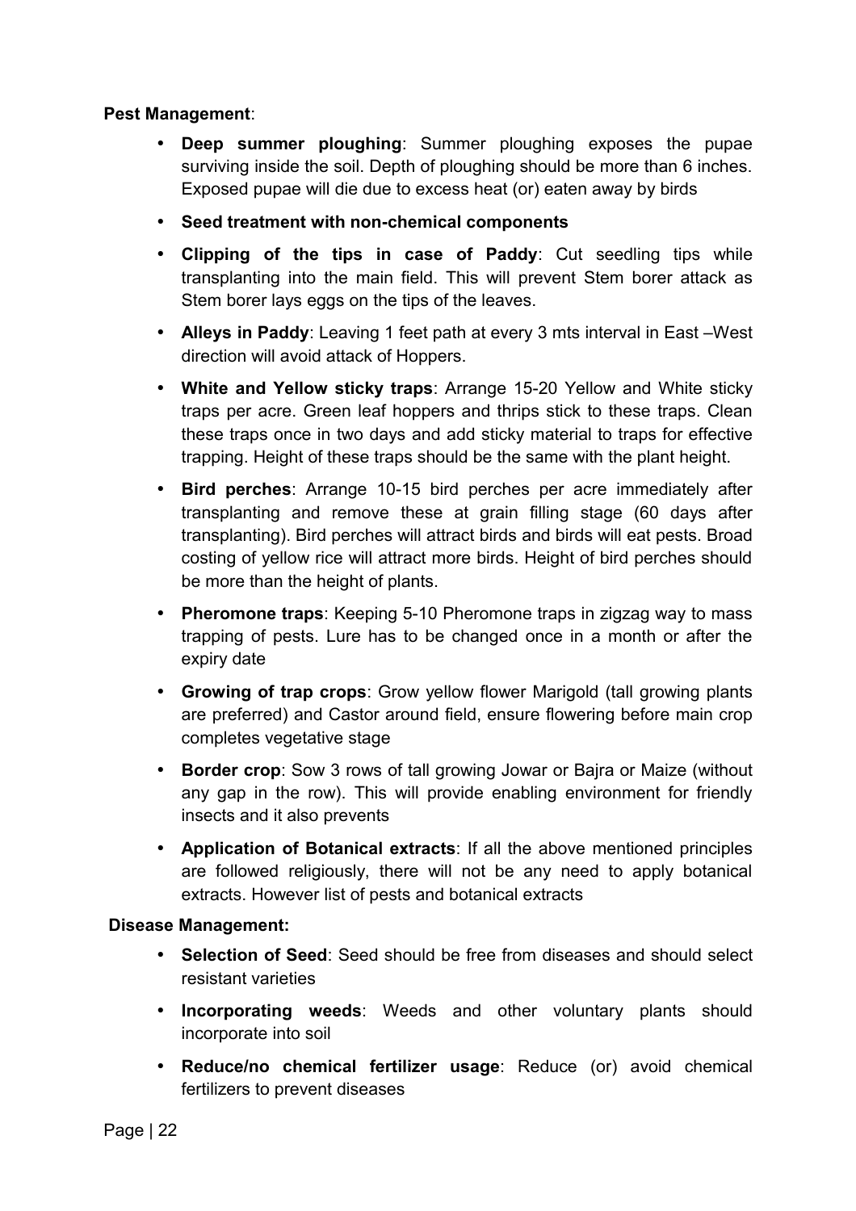**Pest Management**:

- **Deep summer ploughing**: Summer ploughing exposes the pupae surviving inside the soil. Depth of ploughing should be more than 6 inches. Exposed pupae will die due to excess heat (or) eaten away by birds
- **Seed treatment with non-chemical components**
- **Clipping of the tips in case of Paddy**: Cut seedling tips while transplanting into the main field. This will prevent Stem borer attack as Stem borer lays eggs on the tips of the leaves.
- **Alleys in Paddy**: Leaving 1 feet path at every 3 mts interval in East –West direction will avoid attack of Hoppers.
- **White and Yellow sticky traps**: Arrange 15-20 Yellow and White sticky traps per acre. Green leaf hoppers and thrips stick to these traps. Clean these traps once in two days and add sticky material to traps for effective trapping. Height of these traps should be the same with the plant height.
- **Bird perches**: Arrange 10-15 bird perches per acre immediately after transplanting and remove these at grain filling stage (60 days after transplanting). Bird perches will attract birds and birds will eat pests. Broad costing of yellow rice will attract more birds. Height of bird perches should be more than the height of plants.
- **Pheromone traps**: Keeping 5-10 Pheromone traps in zigzag way to mass trapping of pests. Lure has to be changed once in a month or after the expiry date
- **Growing of trap crops**: Grow yellow flower Marigold (tall growing plants are preferred) and Castor around field, ensure flowering before main crop completes vegetative stage
- **Border crop**: Sow 3 rows of tall growing Jowar or Bajra or Maize (without any gap in the row). This will provide enabling environment for friendly insects and it also prevents
- **Application of Botanical extracts**: If all the above mentioned principles are followed religiously, there will not be any need to apply botanical extracts. However list of pests and botanical extracts

**Disease Management:**

- **Selection of Seed**: Seed should be free from diseases and should select resistant varieties
- **Incorporating weeds**: Weeds and other voluntary plants should incorporate into soil
- **Reduce/no chemical fertilizer usage**: Reduce (or) avoid chemical fertilizers to prevent diseases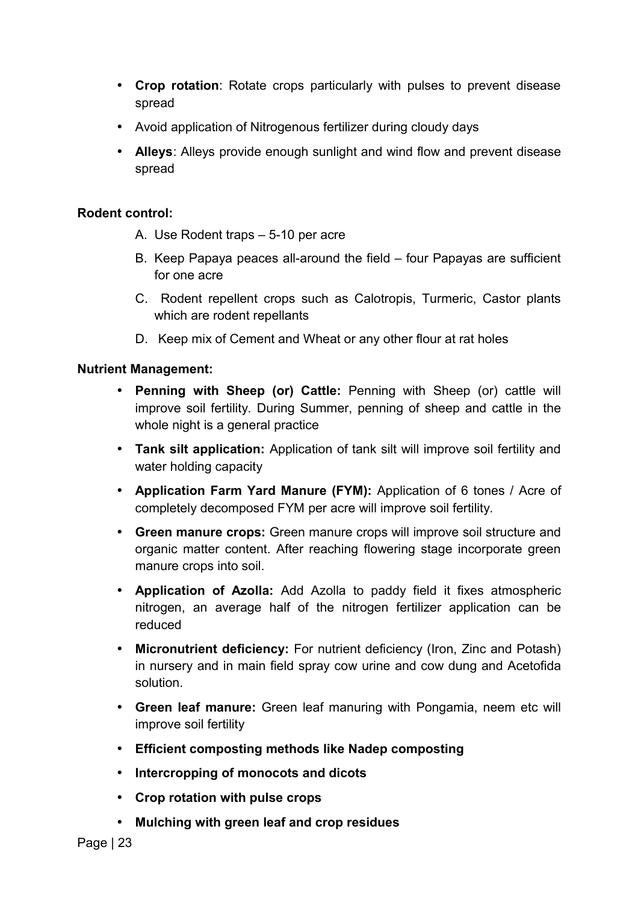- **Crop rotation**: Rotate crops particularly with pulses to prevent disease spread
- Avoid application of Nitrogenous fertilizer during cloudy days
- **Alleys**: Alleys provide enough sunlight and wind flow and prevent disease spread

**Rodent control:**

A. Use Rodent traps – 5-10 per acre
B. Keep Papaya peaces all-around the field – four Papayas are sufficient for one acre
C. Rodent repellent crops such as Calotropis, Turmeric, Castor plants which are rodent repellants
D. Keep mix of Cement and Wheat or any other flour at rat holes

**Nutrient Management:**

- **Penning with Sheep (or) Cattle:** Penning with Sheep (or) cattle will improve soil fertility. During Summer, penning of sheep and cattle in the whole night is a general practice
- **Tank silt application:** Application of tank silt will improve soil fertility and water holding capacity
- **Application Farm Yard Manure (FYM):** Application of 6 tones / Acre of completely decomposed FYM per acre will improve soil fertility.
- **Green manure crops:** Green manure crops will improve soil structure and organic matter content. After reaching flowering stage incorporate green manure crops into soil.
- **Application of Azolla:** Add Azolla to paddy field it fixes atmospheric nitrogen, an average half of the nitrogen fertilizer application can be reduced
- **Micronutrient deficiency:** For nutrient deficiency (Iron, Zinc and Potash) in nursery and in main field spray cow urine and cow dung and Acetofida solution.
- **Green leaf manure:** Green leaf manuring with Pongamia, neem etc will improve soil fertility
- **Efficient composting methods like Nadep composting**
- **Intercropping of monocots and dicots**
- **Crop rotation with pulse crops**
- **Mulching with green leaf and crop residues**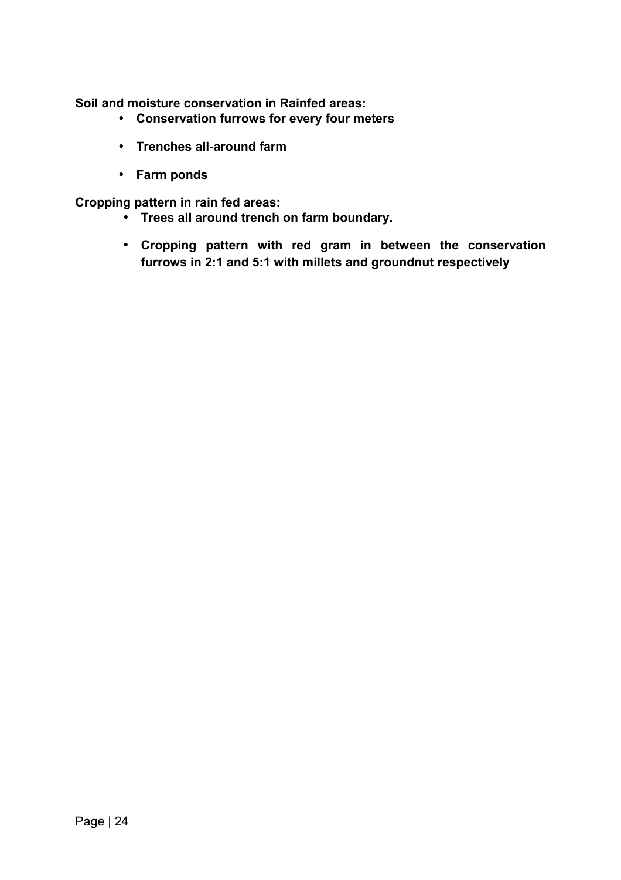**Soil and moisture conservation in Rainfed areas:**

- **Conservation furrows for every four meters**
- **Trenches all-around farm**
- **Farm ponds**

**Cropping pattern in rain fed areas:**

- **Trees all around trench on farm boundary.**
- **Cropping pattern with red gram in between the conservation furrows in 2:1 and 5:1 with millets and groundnut respectively**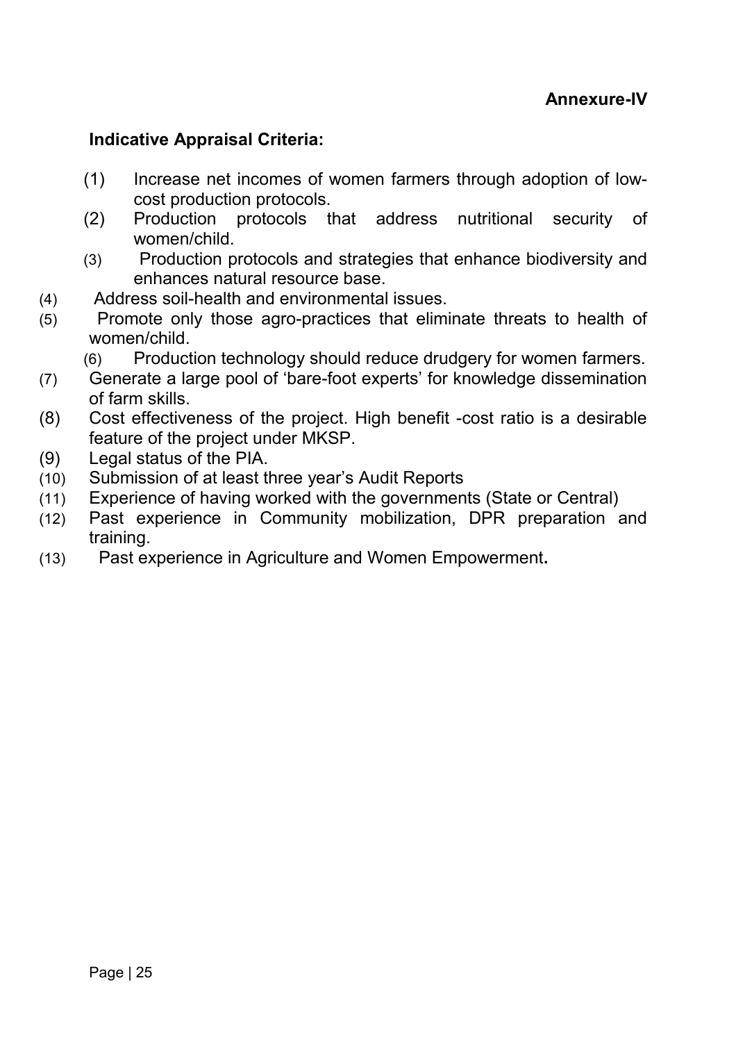**Annexure-IV**

**Indicative Appraisal Criteria:**

(1) Increase net incomes of women farmers through adoption of low-cost production protocols.

(2) Production protocols that address nutritional security of women/child.

(3) Production protocols and strategies that enhance biodiversity and enhances natural resource base.

(4) Address soil-health and environmental issues.

(5) Promote only those agro-practices that eliminate threats to health of women/child.

(6) Production technology should reduce drudgery for women farmers.

(7) Generate a large pool of 'bare-foot experts' for knowledge dissemination of farm skills.

(8) Cost effectiveness of the project. High benefit -cost ratio is a desirable feature of the project under MKSP.

(9) Legal status of the PIA.

(10) Submission of at least three year's Audit Reports

(11) Experience of having worked with the governments (State or Central)

(12) Past experience in Community mobilization, DPR preparation and training.

(13) Past experience in Agriculture and Women Empowerment**.**